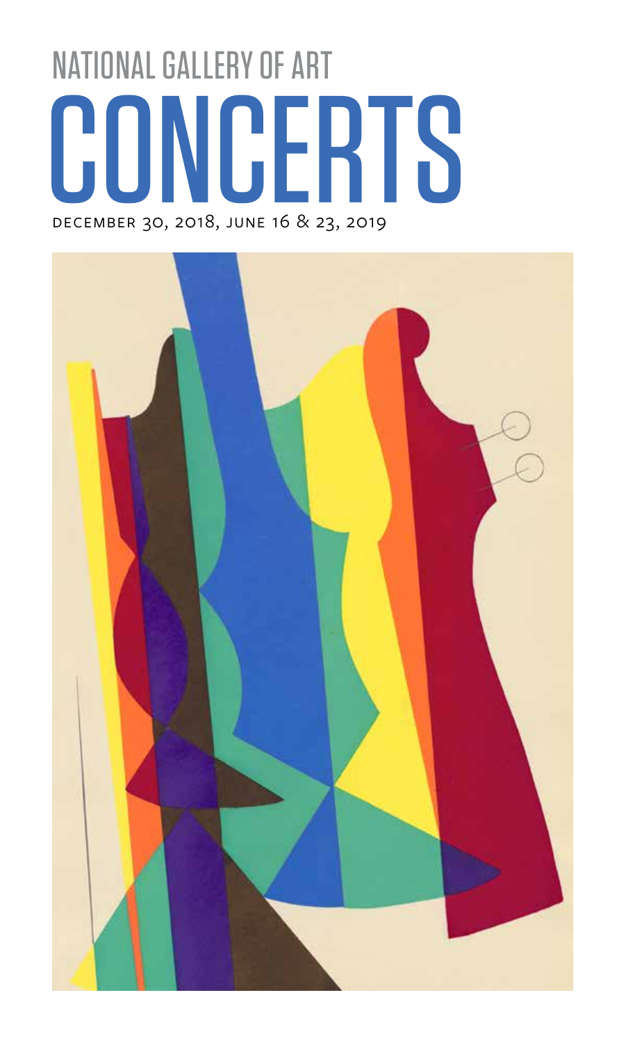# NATIONAL GALLERY OF ART

# CONCERTS

DECEMBER 30, 2018, JUNE 16 & 23, 2019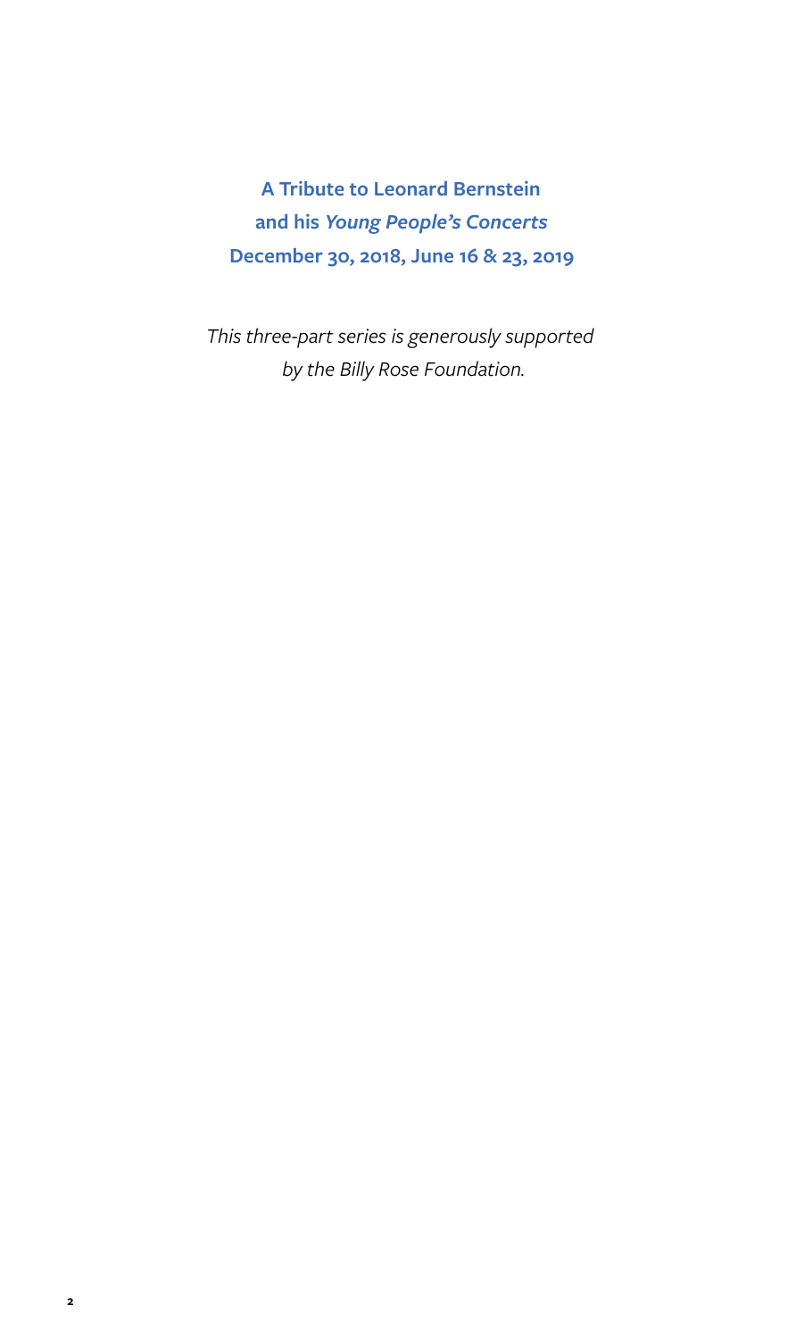**A Tribute to Leonard Bernstein**
**and his *Young People's Concerts***
**December 30, 2018, June 16 & 23, 2019**

*This three-part series is generously supported by the Billy Rose Foundation.*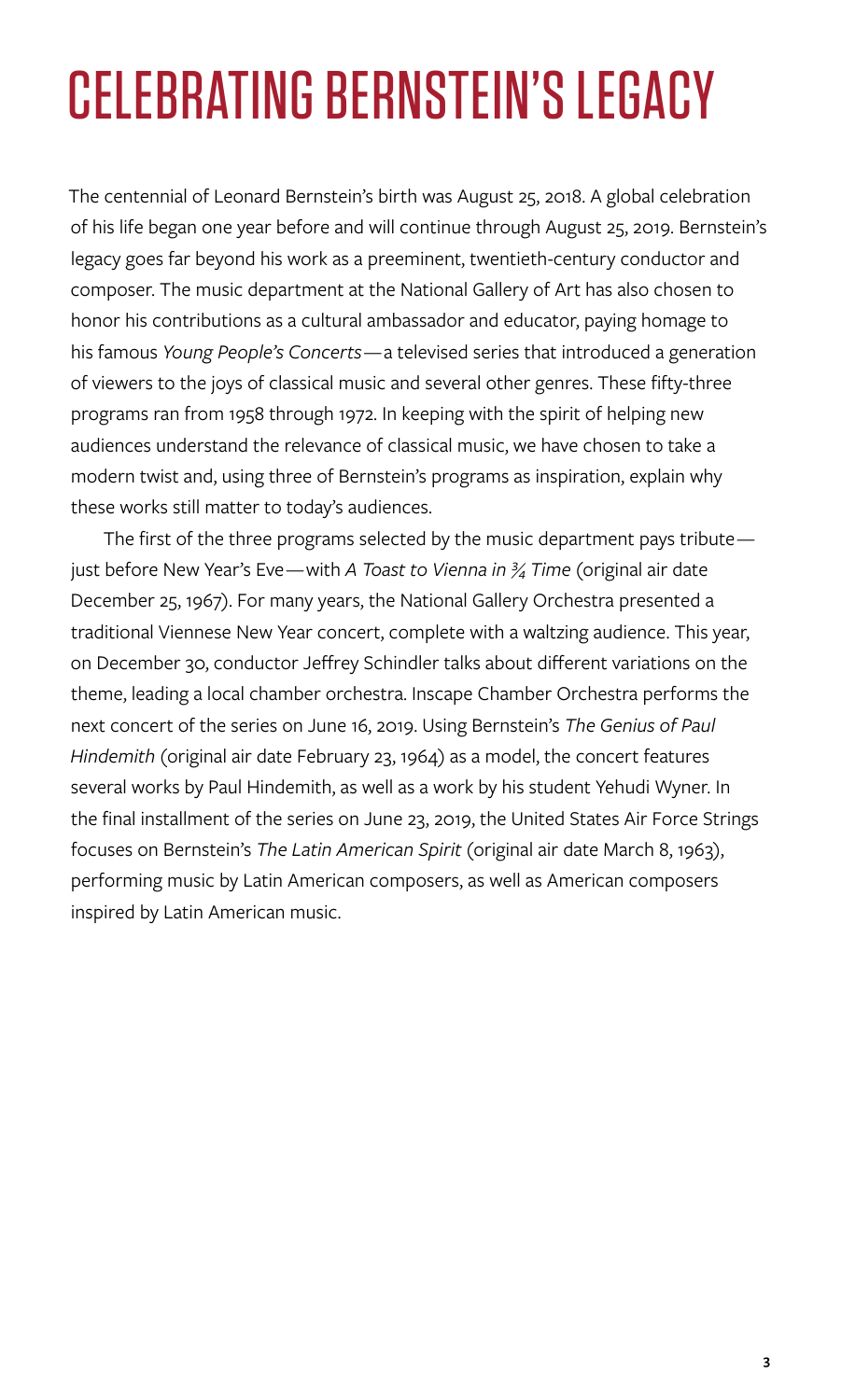# CELEBRATING BERNSTEIN'S LEGACY

The centennial of Leonard Bernstein's birth was August 25, 2018. A global celebration of his life began one year before and will continue through August 25, 2019. Bernstein's legacy goes far beyond his work as a preeminent, twentieth-century conductor and composer. The music department at the National Gallery of Art has also chosen to honor his contributions as a cultural ambassador and educator, paying homage to his famous *Young People's Concerts*—a televised series that introduced a generation of viewers to the joys of classical music and several other genres. These fifty-three programs ran from 1958 through 1972. In keeping with the spirit of helping new audiences understand the relevance of classical music, we have chosen to take a modern twist and, using three of Bernstein's programs as inspiration, explain why these works still matter to today's audiences.

The first of the three programs selected by the music department pays tribute—just before New Year's Eve—with *A Toast to Vienna in ¾ Time* (original air date December 25, 1967). For many years, the National Gallery Orchestra presented a traditional Viennese New Year concert, complete with a waltzing audience. This year, on December 30, conductor Jeffrey Schindler talks about different variations on the theme, leading a local chamber orchestra. Inscape Chamber Orchestra performs the next concert of the series on June 16, 2019. Using Bernstein's *The Genius of Paul Hindemith* (original air date February 23, 1964) as a model, the concert features several works by Paul Hindemith, as well as a work by his student Yehudi Wyner. In the final installment of the series on June 23, 2019, the United States Air Force Strings focuses on Bernstein's *The Latin American Spirit* (original air date March 8, 1963), performing music by Latin American composers, as well as American composers inspired by Latin American music.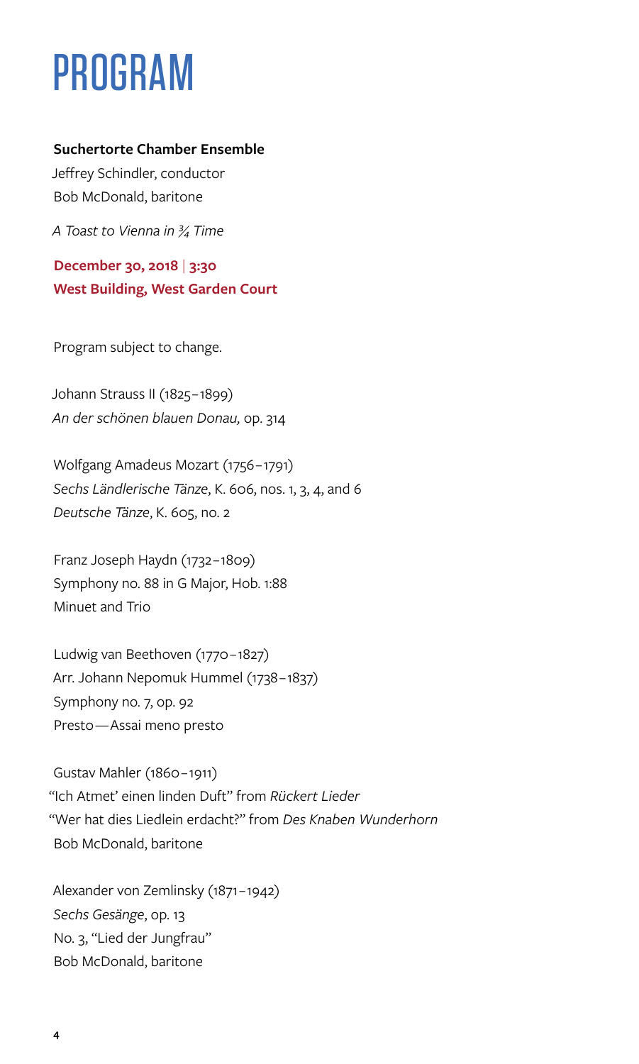# PROGRAM

**Suchertorte Chamber Ensemble**

Jeffrey Schindler, conductor

Bob McDonald, baritone

*A Toast to Vienna in ¾ Time*

**December 30, 2018 | 3:30**

**West Building, West Garden Court**

Program subject to change.

Johann Strauss II (1825–1899)

*An der schönen blauen Donau,* op. 314

Wolfgang Amadeus Mozart (1756–1791)

*Sechs Ländlerische Tänze*, K. 606, nos. 1, 3, 4, and 6

*Deutsche Tänze*, K. 605, no. 2

Franz Joseph Haydn (1732–1809)

Symphony no. 88 in G Major, Hob. 1:88

Minuet and Trio

Ludwig van Beethoven (1770–1827)

Arr. Johann Nepomuk Hummel (1738–1837)

Symphony no. 7, op. 92

Presto—Assai meno presto

Gustav Mahler (1860–1911)

"Ich Atmet' einen linden Duft" from *Rückert Lieder*

"Wer hat dies Liedlein erdacht?" from *Des Knaben Wunderhorn*

Bob McDonald, baritone

Alexander von Zemlinsky (1871–1942)

*Sechs Gesänge*, op. 13

No. 3, "Lied der Jungfrau"

Bob McDonald, baritone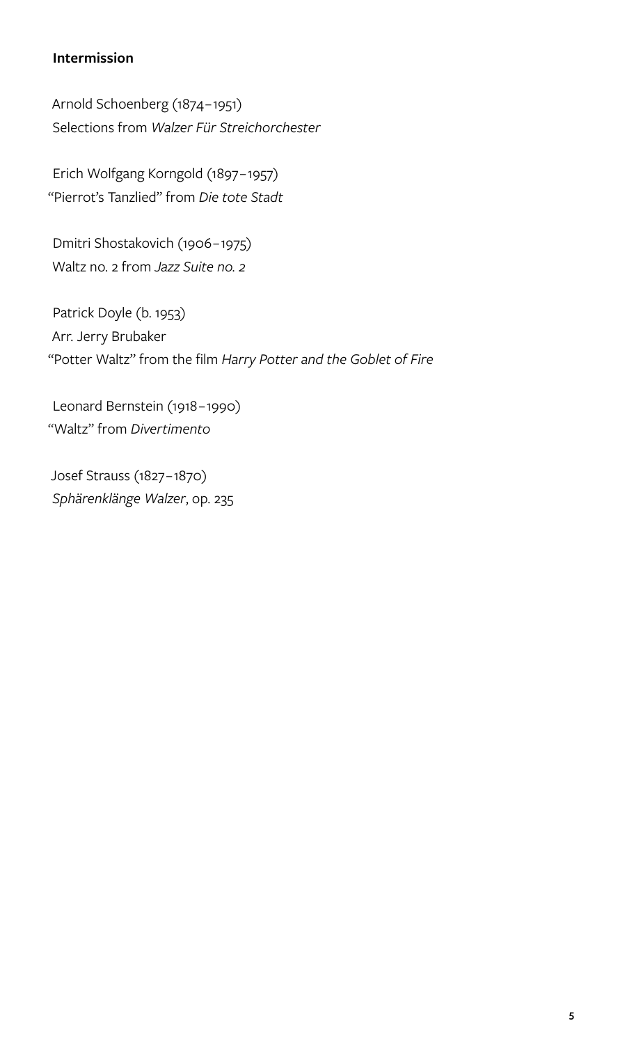**Intermission**

Arnold Schoenberg (1874–1951)
Selections from *Walzer Für Streichorchester*

Erich Wolfgang Korngold (1897–1957)
"Pierrot's Tanzlied" from *Die tote Stadt*

Dmitri Shostakovich (1906–1975)
Waltz no. 2 from *Jazz Suite no. 2*

Patrick Doyle (b. 1953)
Arr. Jerry Brubaker
"Potter Waltz" from the film *Harry Potter and the Goblet of Fire*

Leonard Bernstein (1918–1990)
"Waltz" from *Divertimento*

Josef Strauss (1827–1870)
*Sphärenklänge Walzer*, op. 235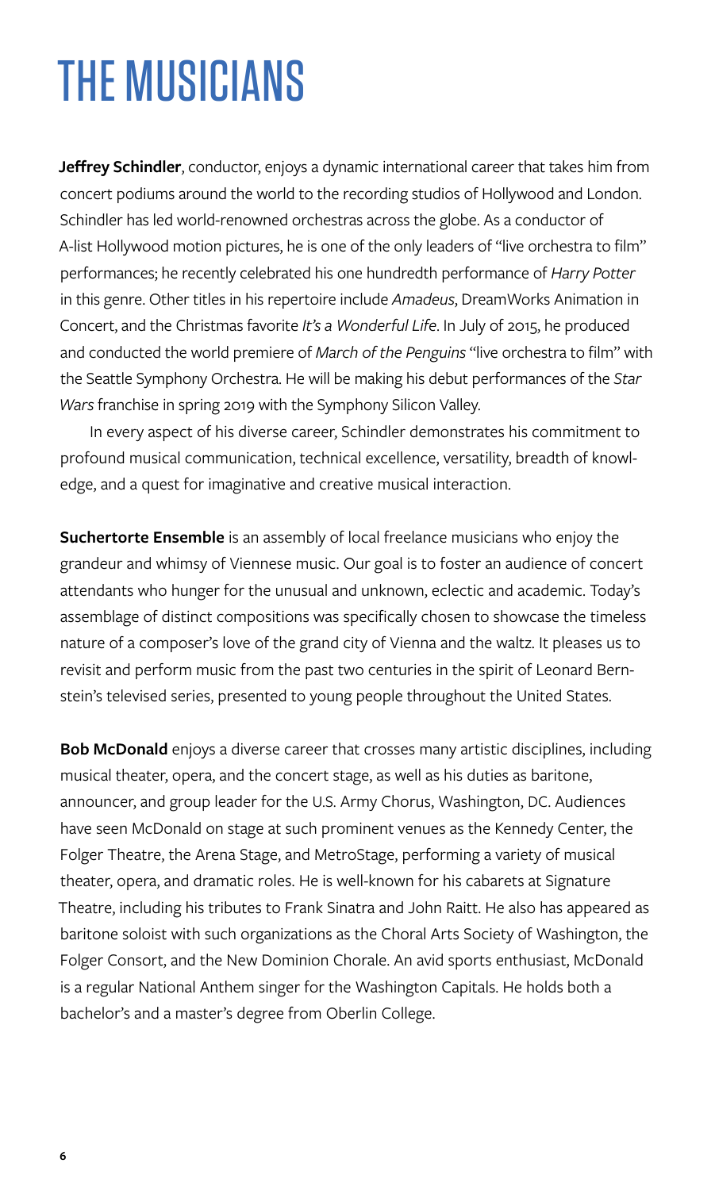# THE MUSICIANS

**Jeffrey Schindler**, conductor, enjoys a dynamic international career that takes him from concert podiums around the world to the recording studios of Hollywood and London. Schindler has led world-renowned orchestras across the globe. As a conductor of A-list Hollywood motion pictures, he is one of the only leaders of "live orchestra to film" performances; he recently celebrated his one hundredth performance of *Harry Potter* in this genre. Other titles in his repertoire include *Amadeus*, DreamWorks Animation in Concert, and the Christmas favorite *It's a Wonderful Life*. In July of 2015, he produced and conducted the world premiere of *March of the Penguins* "live orchestra to film" with the Seattle Symphony Orchestra. He will be making his debut performances of the *Star Wars* franchise in spring 2019 with the Symphony Silicon Valley.

In every aspect of his diverse career, Schindler demonstrates his commitment to profound musical communication, technical excellence, versatility, breadth of knowledge, and a quest for imaginative and creative musical interaction.

**Suchertorte Ensemble** is an assembly of local freelance musicians who enjoy the grandeur and whimsy of Viennese music. Our goal is to foster an audience of concert attendants who hunger for the unusual and unknown, eclectic and academic. Today's assemblage of distinct compositions was specifically chosen to showcase the timeless nature of a composer's love of the grand city of Vienna and the waltz. It pleases us to revisit and perform music from the past two centuries in the spirit of Leonard Bernstein's televised series, presented to young people throughout the United States.

**Bob McDonald** enjoys a diverse career that crosses many artistic disciplines, including musical theater, opera, and the concert stage, as well as his duties as baritone, announcer, and group leader for the U.S. Army Chorus, Washington, DC. Audiences have seen McDonald on stage at such prominent venues as the Kennedy Center, the Folger Theatre, the Arena Stage, and MetroStage, performing a variety of musical theater, opera, and dramatic roles. He is well-known for his cabarets at Signature Theatre, including his tributes to Frank Sinatra and John Raitt. He also has appeared as baritone soloist with such organizations as the Choral Arts Society of Washington, the Folger Consort, and the New Dominion Chorale. An avid sports enthusiast, McDonald is a regular National Anthem singer for the Washington Capitals. He holds both a bachelor's and a master's degree from Oberlin College.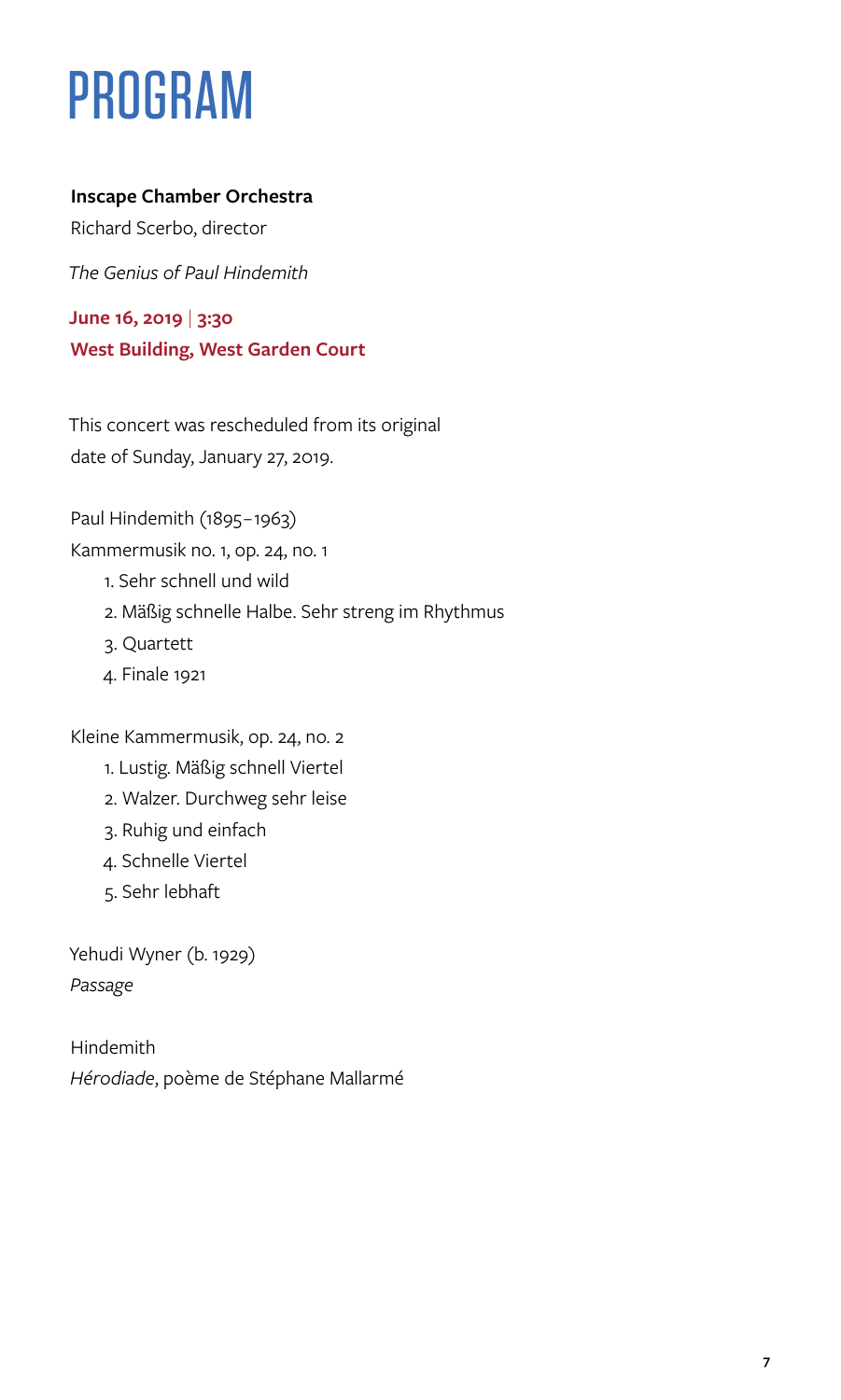# PROGRAM

**Inscape Chamber Orchestra**

Richard Scerbo, director

*The Genius of Paul Hindemith*

**June 16, 2019 | 3:30**

**West Building, West Garden Court**

This concert was rescheduled from its original date of Sunday, January 27, 2019.

Paul Hindemith (1895–1963)

Kammermusik no. 1, op. 24, no. 1

1. Sehr schnell und wild
2. Mäßig schnelle Halbe. Sehr streng im Rhythmus
3. Quartett
4. Finale 1921

Kleine Kammermusik, op. 24, no. 2

1. Lustig. Mäßig schnell Viertel
2. Walzer. Durchweg sehr leise
3. Ruhig und einfach
4. Schnelle Viertel
5. Sehr lebhaft

Yehudi Wyner (b. 1929)

*Passage*

Hindemith

*Hérodiade*, poème de Stéphane Mallarmé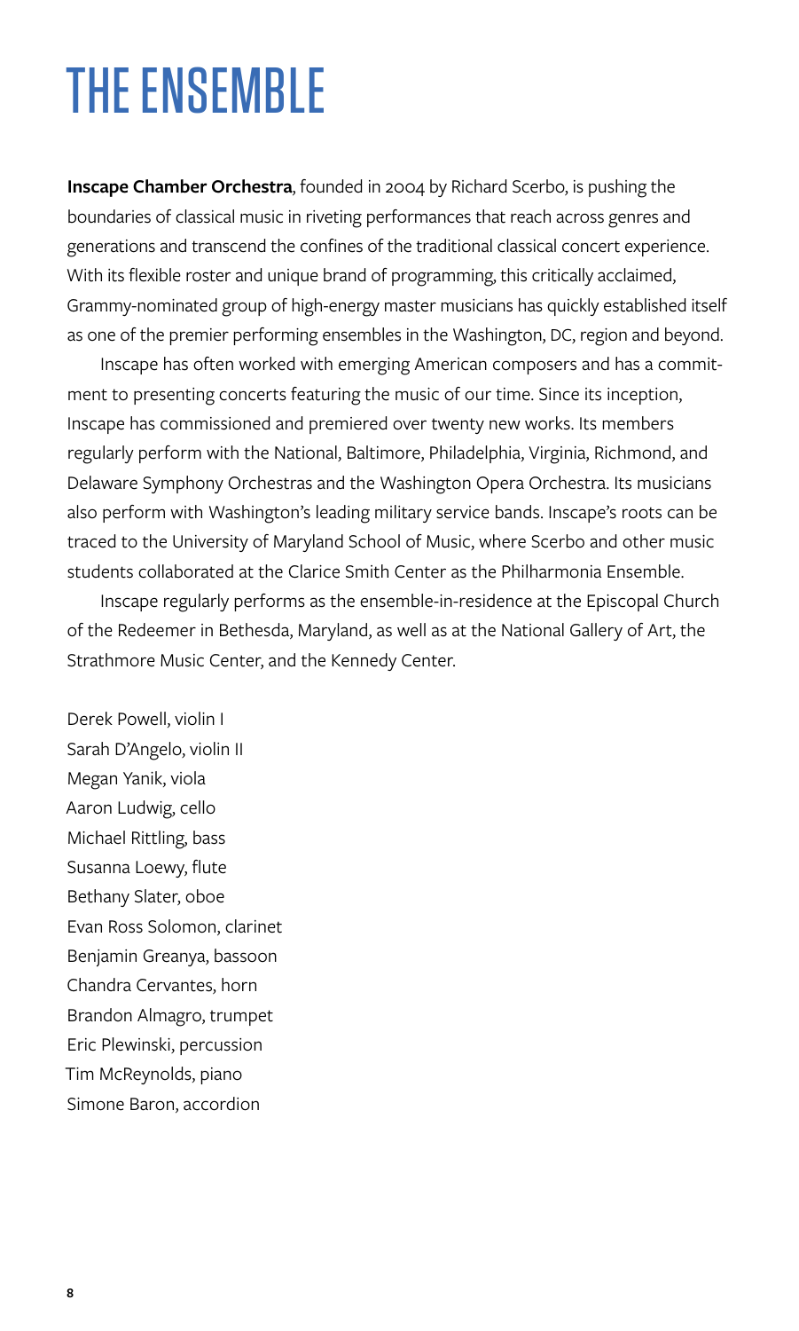# THE ENSEMBLE

**Inscape Chamber Orchestra**, founded in 2004 by Richard Scerbo, is pushing the boundaries of classical music in riveting performances that reach across genres and generations and transcend the confines of the traditional classical concert experience. With its flexible roster and unique brand of programming, this critically acclaimed, Grammy-nominated group of high-energy master musicians has quickly established itself as one of the premier performing ensembles in the Washington, DC, region and beyond.

Inscape has often worked with emerging American composers and has a commitment to presenting concerts featuring the music of our time. Since its inception, Inscape has commissioned and premiered over twenty new works. Its members regularly perform with the National, Baltimore, Philadelphia, Virginia, Richmond, and Delaware Symphony Orchestras and the Washington Opera Orchestra. Its musicians also perform with Washington's leading military service bands. Inscape's roots can be traced to the University of Maryland School of Music, where Scerbo and other music students collaborated at the Clarice Smith Center as the Philharmonia Ensemble.

Inscape regularly performs as the ensemble-in-residence at the Episcopal Church of the Redeemer in Bethesda, Maryland, as well as at the National Gallery of Art, the Strathmore Music Center, and the Kennedy Center.

Derek Powell, violin I
Sarah D'Angelo, violin II
Megan Yanik, viola
Aaron Ludwig, cello
Michael Rittling, bass
Susanna Loewy, flute
Bethany Slater, oboe
Evan Ross Solomon, clarinet
Benjamin Greanya, bassoon
Chandra Cervantes, horn
Brandon Almagro, trumpet
Eric Plewinski, percussion
Tim McReynolds, piano
Simone Baron, accordion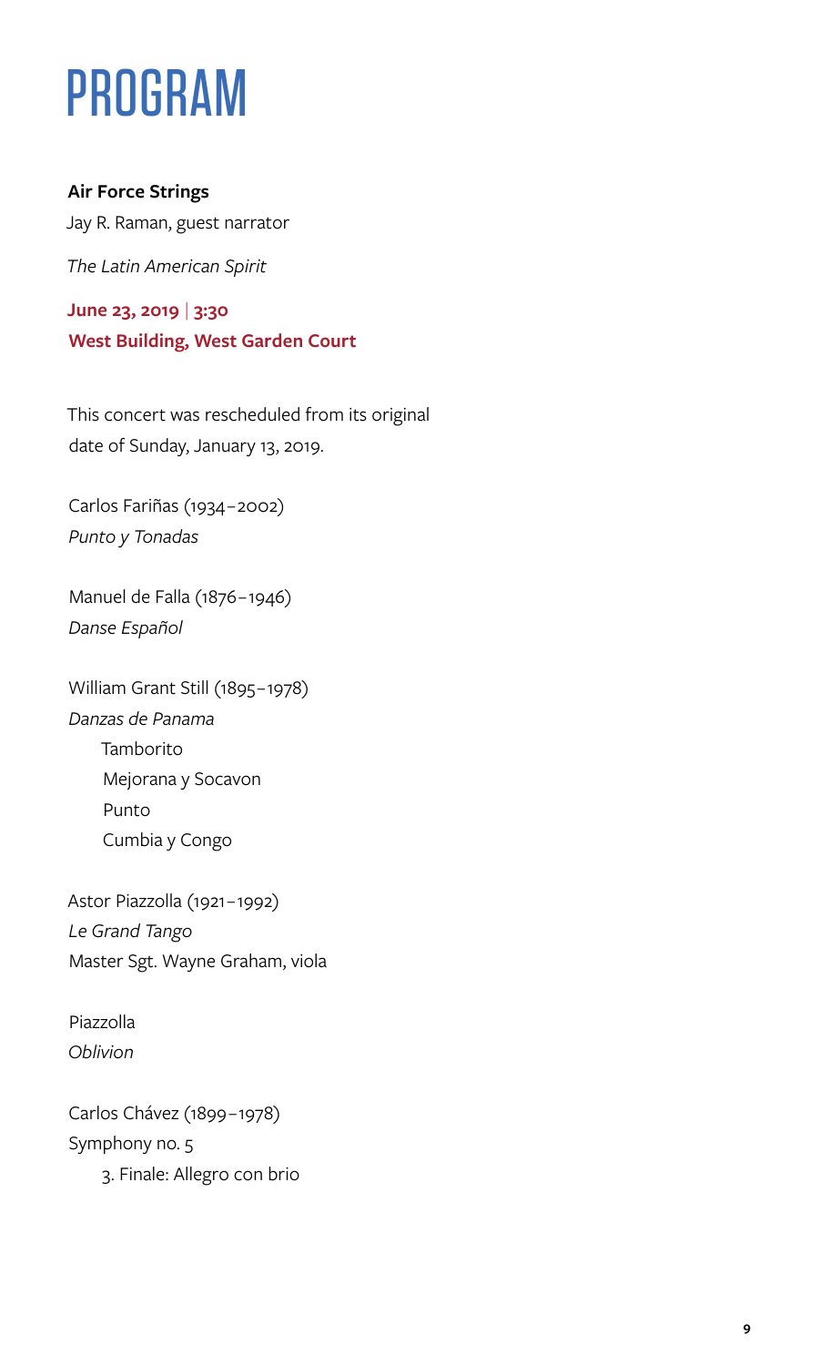# PROGRAM

**Air Force Strings**

Jay R. Raman, guest narrator

*The Latin American Spirit*

**June 23, 2019 | 3:30**

**West Building, West Garden Court**

This concert was rescheduled from its original date of Sunday, January 13, 2019.

Carlos Fariñas (1934–2002)
*Punto y Tonadas*

Manuel de Falla (1876–1946)
*Danse Español*

William Grant Still (1895–1978)
*Danzas de Panama*

- Tamborito
- Mejorana y Socavon
- Punto
- Cumbia y Congo

Astor Piazzolla (1921–1992)
*Le Grand Tango*
Master Sgt. Wayne Graham, viola

Piazzolla
*Oblivion*

Carlos Chávez (1899–1978)
Symphony no. 5

3. Finale: Allegro con brio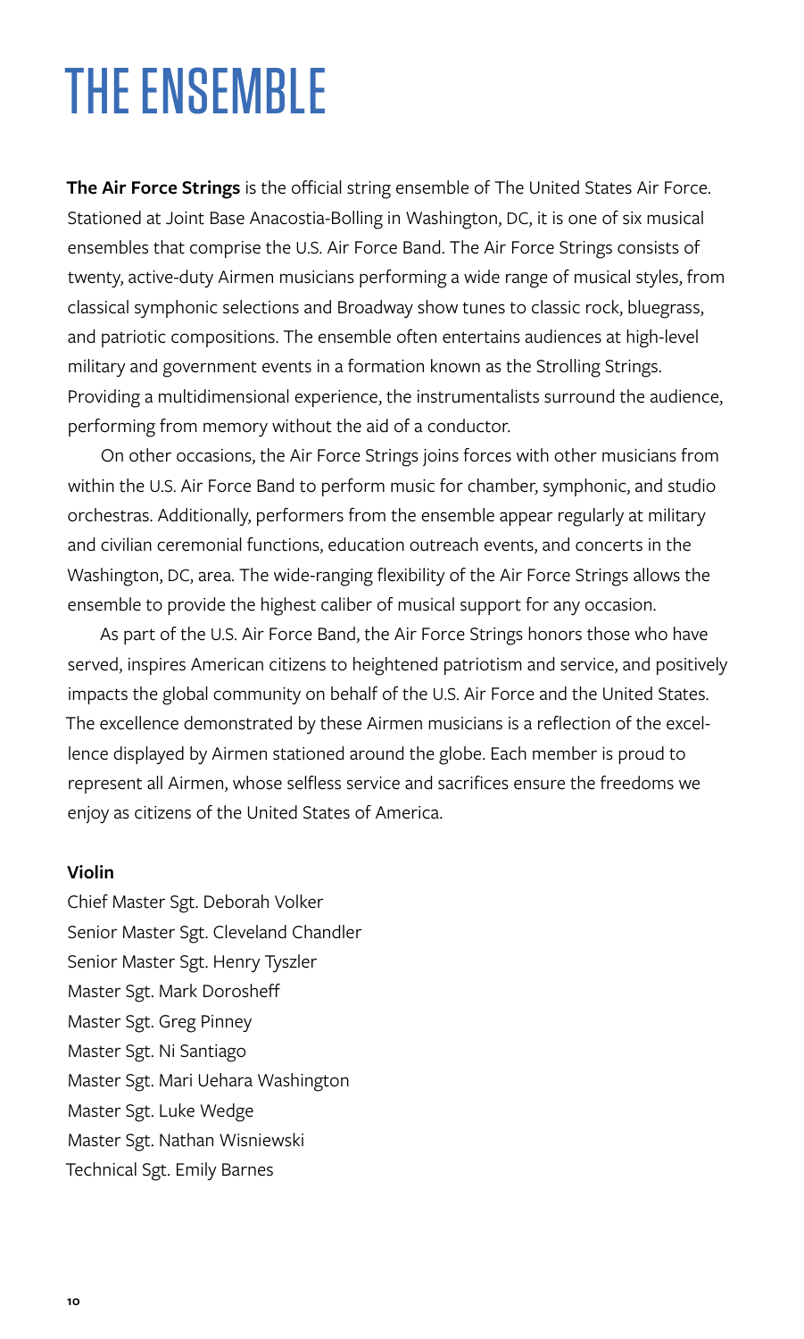# THE ENSEMBLE

**The Air Force Strings** is the official string ensemble of The United States Air Force. Stationed at Joint Base Anacostia-Bolling in Washington, DC, it is one of six musical ensembles that comprise the U.S. Air Force Band. The Air Force Strings consists of twenty, active-duty Airmen musicians performing a wide range of musical styles, from classical symphonic selections and Broadway show tunes to classic rock, bluegrass, and patriotic compositions. The ensemble often entertains audiences at high-level military and government events in a formation known as the Strolling Strings. Providing a multidimensional experience, the instrumentalists surround the audience, performing from memory without the aid of a conductor.

On other occasions, the Air Force Strings joins forces with other musicians from within the U.S. Air Force Band to perform music for chamber, symphonic, and studio orchestras. Additionally, performers from the ensemble appear regularly at military and civilian ceremonial functions, education outreach events, and concerts in the Washington, DC, area. The wide-ranging flexibility of the Air Force Strings allows the ensemble to provide the highest caliber of musical support for any occasion.

As part of the U.S. Air Force Band, the Air Force Strings honors those who have served, inspires American citizens to heightened patriotism and service, and positively impacts the global community on behalf of the U.S. Air Force and the United States. The excellence demonstrated by these Airmen musicians is a reflection of the excellence displayed by Airmen stationed around the globe. Each member is proud to represent all Airmen, whose selfless service and sacrifices ensure the freedoms we enjoy as citizens of the United States of America.

**Violin**

Chief Master Sgt. Deborah Volker
Senior Master Sgt. Cleveland Chandler
Senior Master Sgt. Henry Tyszler
Master Sgt. Mark Dorosheff
Master Sgt. Greg Pinney
Master Sgt. Ni Santiago
Master Sgt. Mari Uehara Washington
Master Sgt. Luke Wedge
Master Sgt. Nathan Wisniewski
Technical Sgt. Emily Barnes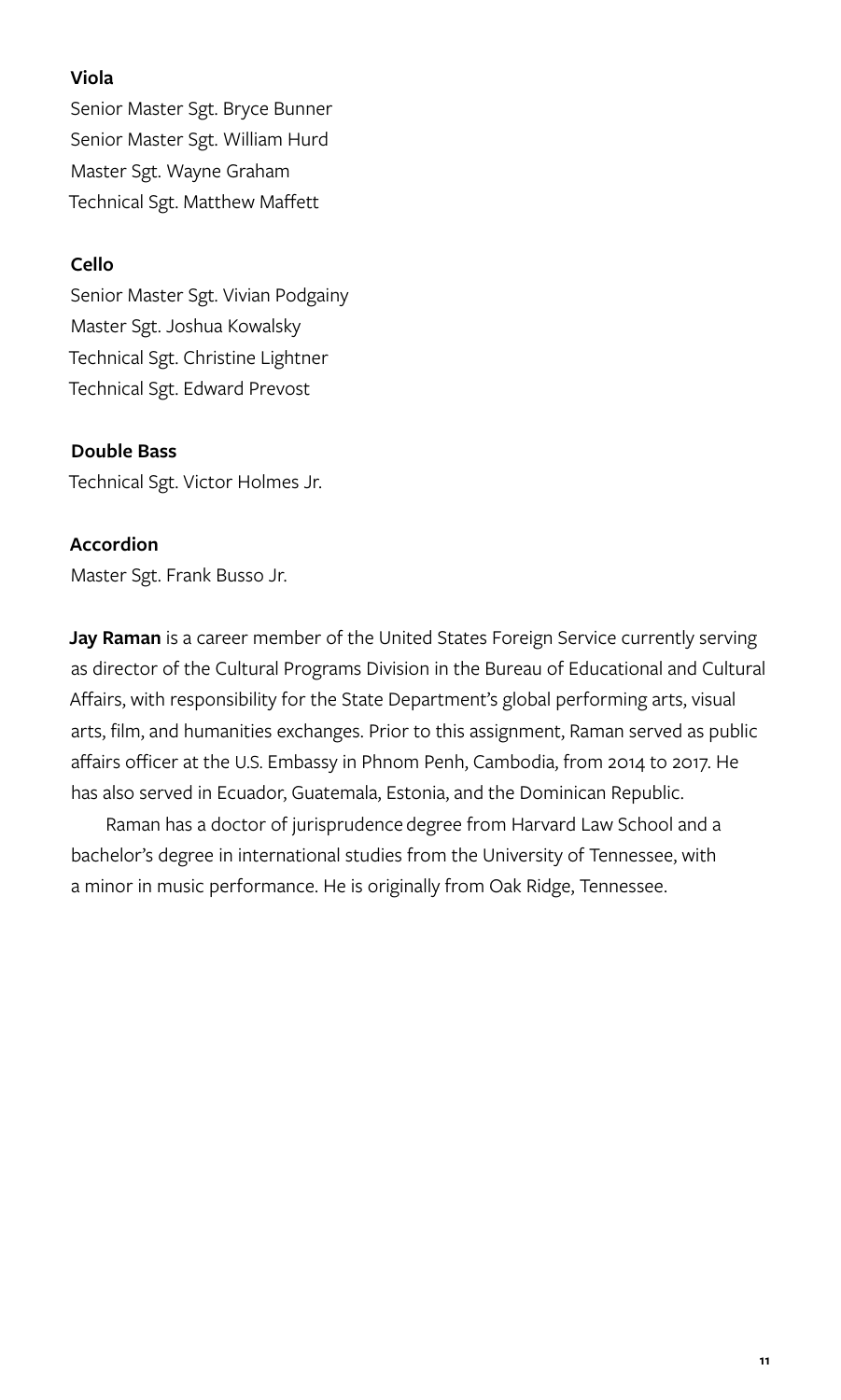**Viola**

Senior Master Sgt. Bryce Bunner
Senior Master Sgt. William Hurd
Master Sgt. Wayne Graham
Technical Sgt. Matthew Maffett

**Cello**

Senior Master Sgt. Vivian Podgainy
Master Sgt. Joshua Kowalsky
Technical Sgt. Christine Lightner
Technical Sgt. Edward Prevost

**Double Bass**

Technical Sgt. Victor Holmes Jr.

**Accordion**

Master Sgt. Frank Busso Jr.

**Jay Raman** is a career member of the United States Foreign Service currently serving as director of the Cultural Programs Division in the Bureau of Educational and Cultural Affairs, with responsibility for the State Department's global performing arts, visual arts, film, and humanities exchanges. Prior to this assignment, Raman served as public affairs officer at the U.S. Embassy in Phnom Penh, Cambodia, from 2014 to 2017. He has also served in Ecuador, Guatemala, Estonia, and the Dominican Republic.

Raman has a doctor of jurisprudence degree from Harvard Law School and a bachelor's degree in international studies from the University of Tennessee, with a minor in music performance. He is originally from Oak Ridge, Tennessee.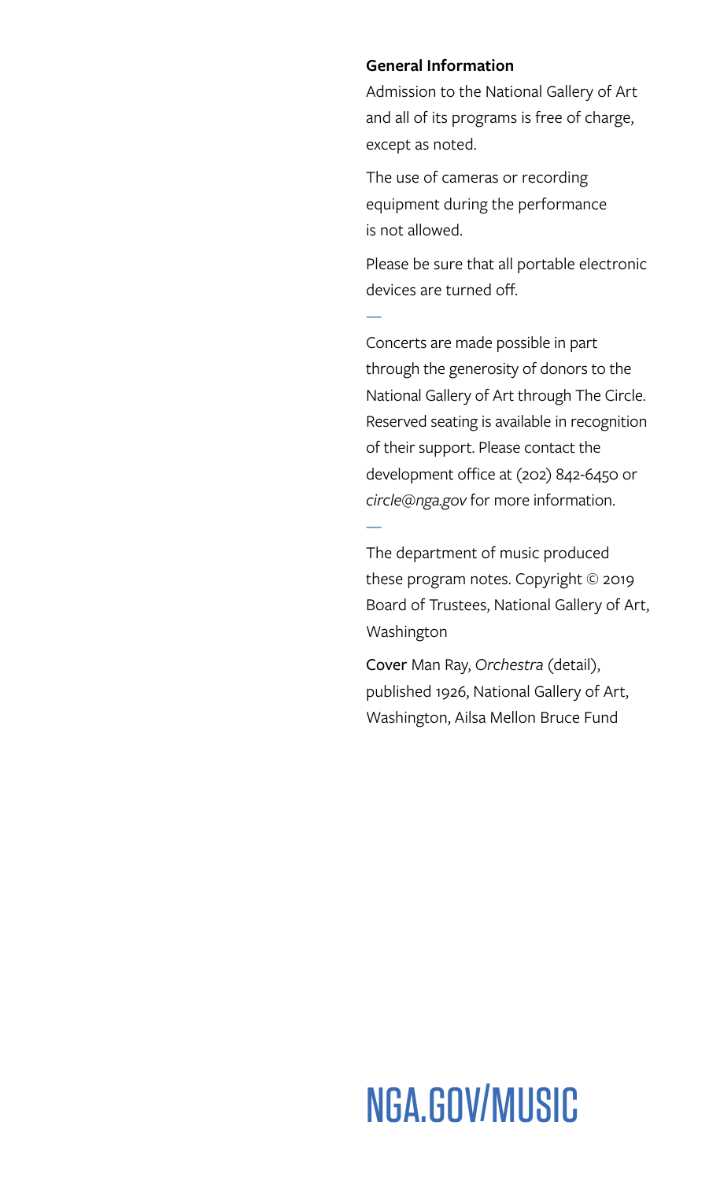**General Information**

Admission to the National Gallery of Art and all of its programs is free of charge, except as noted.

The use of cameras or recording equipment during the performance is not allowed.

Please be sure that all portable electronic devices are turned off.

—

Concerts are made possible in part through the generosity of donors to the National Gallery of Art through The Circle. Reserved seating is available in recognition of their support. Please contact the development office at (202) 842-6450 or *circle@nga.gov* for more information.

—

The department of music produced these program notes. Copyright © 2019 Board of Trustees, National Gallery of Art, Washington

Cover Man Ray, *Orchestra* (detail), published 1926, National Gallery of Art, Washington, Ailsa Mellon Bruce Fund

NGA.GOV/MUSIC